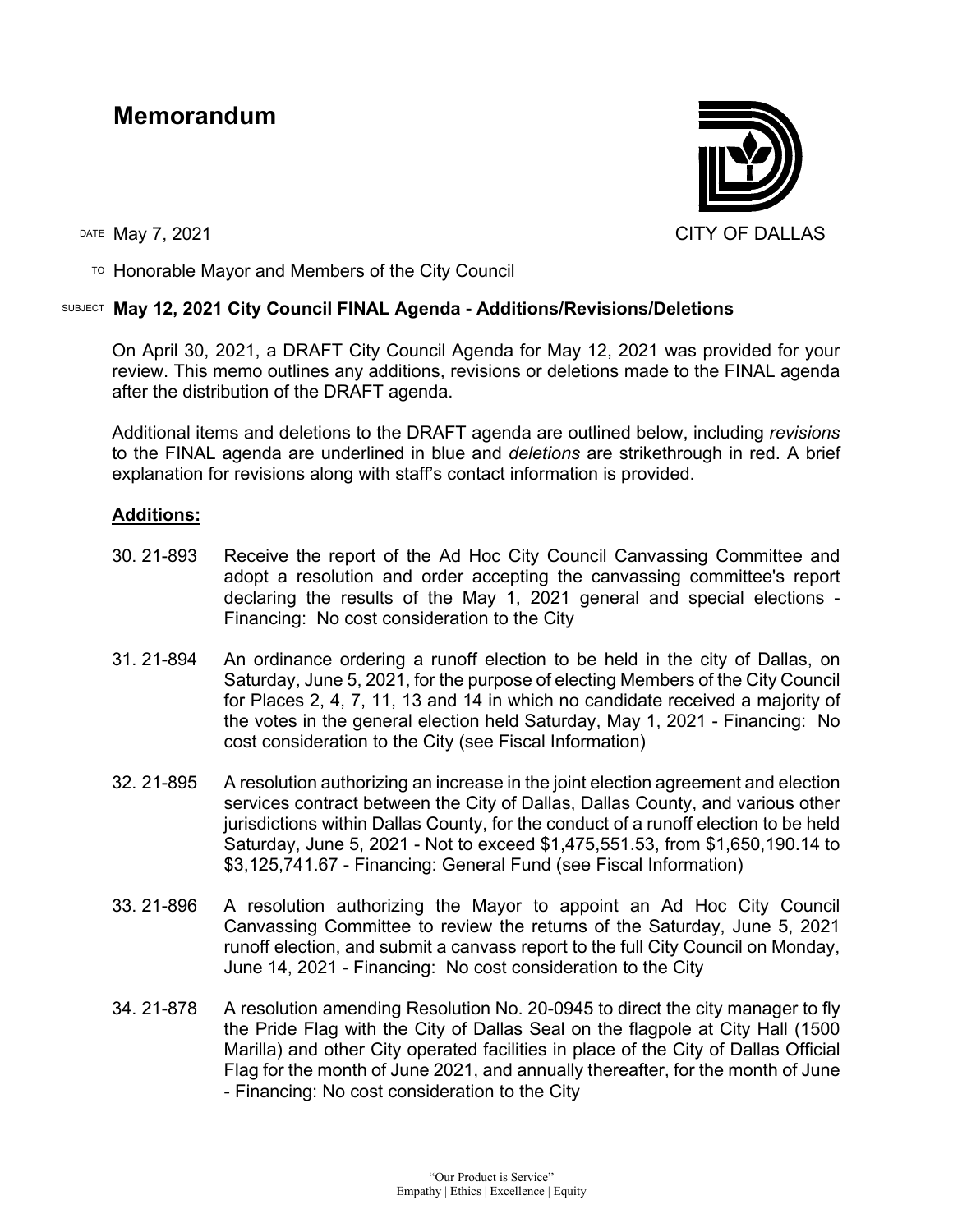# Memorandum

CITY OF DALLAS

DATE May 7, 2021

TO Honorable Mayor and Members of the City Council

SUBJECT **May 12, 2021 City Council FINAL Agenda - Additions/Revisions/Deletions**

On April 30, 2021, a DRAFT City Council Agenda for May 12, 2021 was provided for your review. This memo outlines any additions, revisions or deletions made to the FINAL agenda after the distribution of the DRAFT agenda.

Additional items and deletions to the DRAFT agenda are outlined below, including *revisions* to the FINAL agenda are underlined in blue and *deletions* are strikethrough in red. A brief explanation for revisions along with staff's contact information is provided.

## Additions:

30. 21-893 Receive the report of the Ad Hoc City Council Canvassing Committee and adopt a resolution and order accepting the canvassing committee's report declaring the results of the May 1, 2021 general and special elections - Financing: No cost consideration to the City

31. 21-894 An ordinance ordering a runoff election to be held in the city of Dallas, on Saturday, June 5, 2021, for the purpose of electing Members of the City Council for Places 2, 4, 7, 11, 13 and 14 in which no candidate received a majority of the votes in the general election held Saturday, May 1, 2021 - Financing: No cost consideration to the City (see Fiscal Information)

32. 21-895 A resolution authorizing an increase in the joint election agreement and election services contract between the City of Dallas, Dallas County, and various other jurisdictions within Dallas County, for the conduct of a runoff election to be held Saturday, June 5, 2021 - Not to exceed $1,475,551.53, from $1,650,190.14 to $3,125,741.67 - Financing: General Fund (see Fiscal Information)

33. 21-896 A resolution authorizing the Mayor to appoint an Ad Hoc City Council Canvassing Committee to review the returns of the Saturday, June 5, 2021 runoff election, and submit a canvass report to the full City Council on Monday, June 14, 2021 - Financing: No cost consideration to the City

34. 21-878 A resolution amending Resolution No. 20-0945 to direct the city manager to fly the Pride Flag with the City of Dallas Seal on the flagpole at City Hall (1500 Marilla) and other City operated facilities in place of the City of Dallas Official Flag for the month of June 2021, and annually thereafter, for the month of June - Financing: No cost consideration to the City

"Our Product is Service"
Empathy | Ethics | Excellence | Equity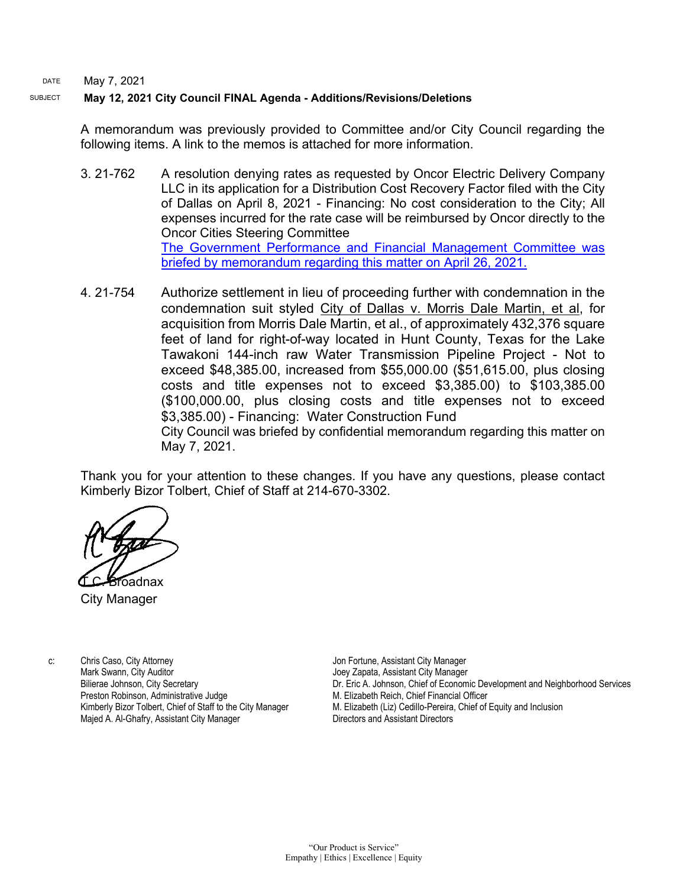DATE May 7, 2021

SUBJECT **May 12, 2021 City Council FINAL Agenda - Additions/Revisions/Deletions**

A memorandum was previously provided to Committee and/or City Council regarding the following items. A link to the memos is attached for more information.

3. 21-762 A resolution denying rates as requested by Oncor Electric Delivery Company LLC in its application for a Distribution Cost Recovery Factor filed with the City of Dallas on April 8, 2021 - Financing: No cost consideration to the City; All expenses incurred for the rate case will be reimbursed by Oncor directly to the Oncor Cities Steering Committee
   The Government Performance and Financial Management Committee was briefed by memorandum regarding this matter on April 26, 2021.

4. 21-754 Authorize settlement in lieu of proceeding further with condemnation in the condemnation suit styled City of Dallas v. Morris Dale Martin, et al, for acquisition from Morris Dale Martin, et al., of approximately 432,376 square feet of land for right-of-way located in Hunt County, Texas for the Lake Tawakoni 144-inch raw Water Transmission Pipeline Project - Not to exceed $48,385.00, increased from $55,000.00 ($51,615.00, plus closing costs and title expenses not to exceed $3,385.00) to $103,385.00 ($100,000.00, plus closing costs and title expenses not to exceed $3,385.00) - Financing: Water Construction Fund
   City Council was briefed by confidential memorandum regarding this matter on May 7, 2021.

Thank you for your attention to these changes. If you have any questions, please contact Kimberly Bizor Tolbert, Chief of Staff at 214-670-3302.

T.C. Broadnax
City Manager

c:
Chris Caso, City Attorney
Mark Swann, City Auditor
Bilierae Johnson, City Secretary
Preston Robinson, Administrative Judge
Kimberly Bizor Tolbert, Chief of Staff to the City Manager
Majed A. Al-Ghafry, Assistant City Manager
Jon Fortune, Assistant City Manager
Joey Zapata, Assistant City Manager
Dr. Eric A. Johnson, Chief of Economic Development and Neighborhood Services
M. Elizabeth Reich, Chief Financial Officer
M. Elizabeth (Liz) Cedillo-Pereira, Chief of Equity and Inclusion
Directors and Assistant Directors

"Our Product is Service"
Empathy | Ethics | Excellence | Equity